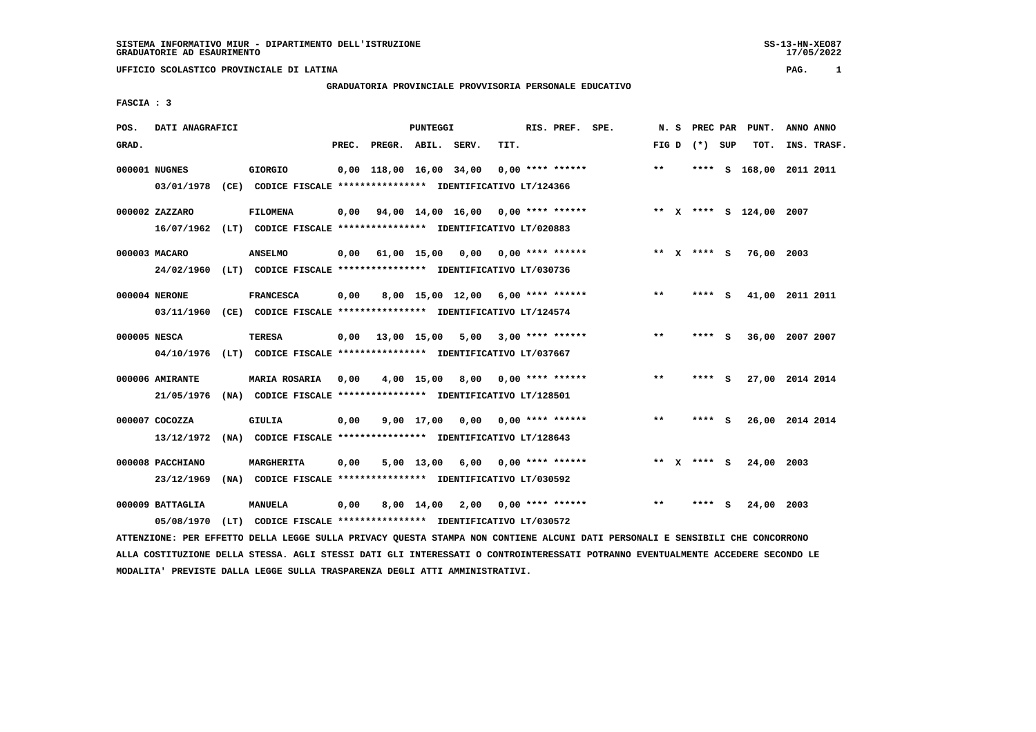SISTEMA INFORMATIVO MIUR - DIPARTIMENTO DELL'ISTRUZIONE
GRADUATORIE AD ESAURIMENTO

UFFICIO SCOLASTICO PROVINCIALE DI LATINA

**GRADUATORIA PROVINCIALE PROVVISORIA PERSONALE EDUCATIVO**

FASCIA : 3

| POS. GRAD. | DATI ANAGRAFICI | | PREC. | PREGR. | ABIL. | SERV. | TIT. | RIS. PREF. SPE. | N. S FIG D | PREC PAR (*) SUP | PUNT. TOT. | ANNO INS. | ANNO TRASF. |
|---|---|---|---|---|---|---|---|---|---|---|---|---|---|
| 000001 | NUGNES | GIORGIO | 0,00 | 118,00 | 16,00 | 34,00 | 0,00 | **** ****** | ** | **** S | 168,00 | 2011 | 2011 |
| | 03/01/1978 (CE) CODICE FISCALE **************** IDENTIFICATIVO LT/124366 | | | | | | | | | | | | |
| 000002 | ZAZZARO | FILOMENA | 0,00 | 94,00 | 14,00 | 16,00 | 0,00 | **** ****** | ** X | **** S | 124,00 | 2007 | |
| | 16/07/1962 (LT) CODICE FISCALE **************** IDENTIFICATIVO LT/020883 | | | | | | | | | | | | |
| 000003 | MACARO | ANSELMO | 0,00 | 61,00 | 15,00 | 0,00 | 0,00 | **** ****** | ** X | **** S | 76,00 | 2003 | |
| | 24/02/1960 (LT) CODICE FISCALE **************** IDENTIFICATIVO LT/030736 | | | | | | | | | | | | |
| 000004 | NERONE | FRANCESCA | 0,00 | 8,00 | 15,00 | 12,00 | 6,00 | **** ****** | ** | **** S | 41,00 | 2011 | 2011 |
| | 03/11/1960 (CE) CODICE FISCALE **************** IDENTIFICATIVO LT/124574 | | | | | | | | | | | | |
| 000005 | NESCA | TERESA | 0,00 | 13,00 | 15,00 | 5,00 | 3,00 | **** ****** | ** | **** S | 36,00 | 2007 | 2007 |
| | 04/10/1976 (LT) CODICE FISCALE **************** IDENTIFICATIVO LT/037667 | | | | | | | | | | | | |
| 000006 | AMIRANTE | MARIA ROSARIA | 0,00 | 4,00 | 15,00 | 8,00 | 0,00 | **** ****** | ** | **** S | 27,00 | 2014 | 2014 |
| | 21/05/1976 (NA) CODICE FISCALE **************** IDENTIFICATIVO LT/128501 | | | | | | | | | | | | |
| 000007 | COCOZZA | GIULIA | 0,00 | 9,00 | 17,00 | 0,00 | 0,00 | **** ****** | ** | **** S | 26,00 | 2014 | 2014 |
| | 13/12/1972 (NA) CODICE FISCALE **************** IDENTIFICATIVO LT/128643 | | | | | | | | | | | | |
| 000008 | PACCHIANO | MARGHERITA | 0,00 | 5,00 | 13,00 | 6,00 | 0,00 | **** ****** | ** X | **** S | 24,00 | 2003 | |
| | 23/12/1969 (NA) CODICE FISCALE **************** IDENTIFICATIVO LT/030592 | | | | | | | | | | | | |
| 000009 | BATTAGLIA | MANUELA | 0,00 | 8,00 | 14,00 | 2,00 | 0,00 | **** ****** | ** | **** S | 24,00 | 2003 | |
| | 05/08/1970 (LT) CODICE FISCALE **************** IDENTIFICATIVO LT/030572 | | | | | | | | | | | | |

ATTENZIONE: PER EFFETTO DELLA LEGGE SULLA PRIVACY QUESTA STAMPA NON CONTIENE ALCUNI DATI PERSONALI E SENSIBILI CHE CONCORRONO ALLA COSTITUZIONE DELLA STESSA. AGLI STESSI DATI GLI INTERESSATI O CONTROINTERESSATI POTRANNO EVENTUALMENTE ACCEDERE SECONDO LE MODALITA' PREVISTE DALLA LEGGE SULLA TRASPARENZA DEGLI ATTI AMMINISTRATIVI.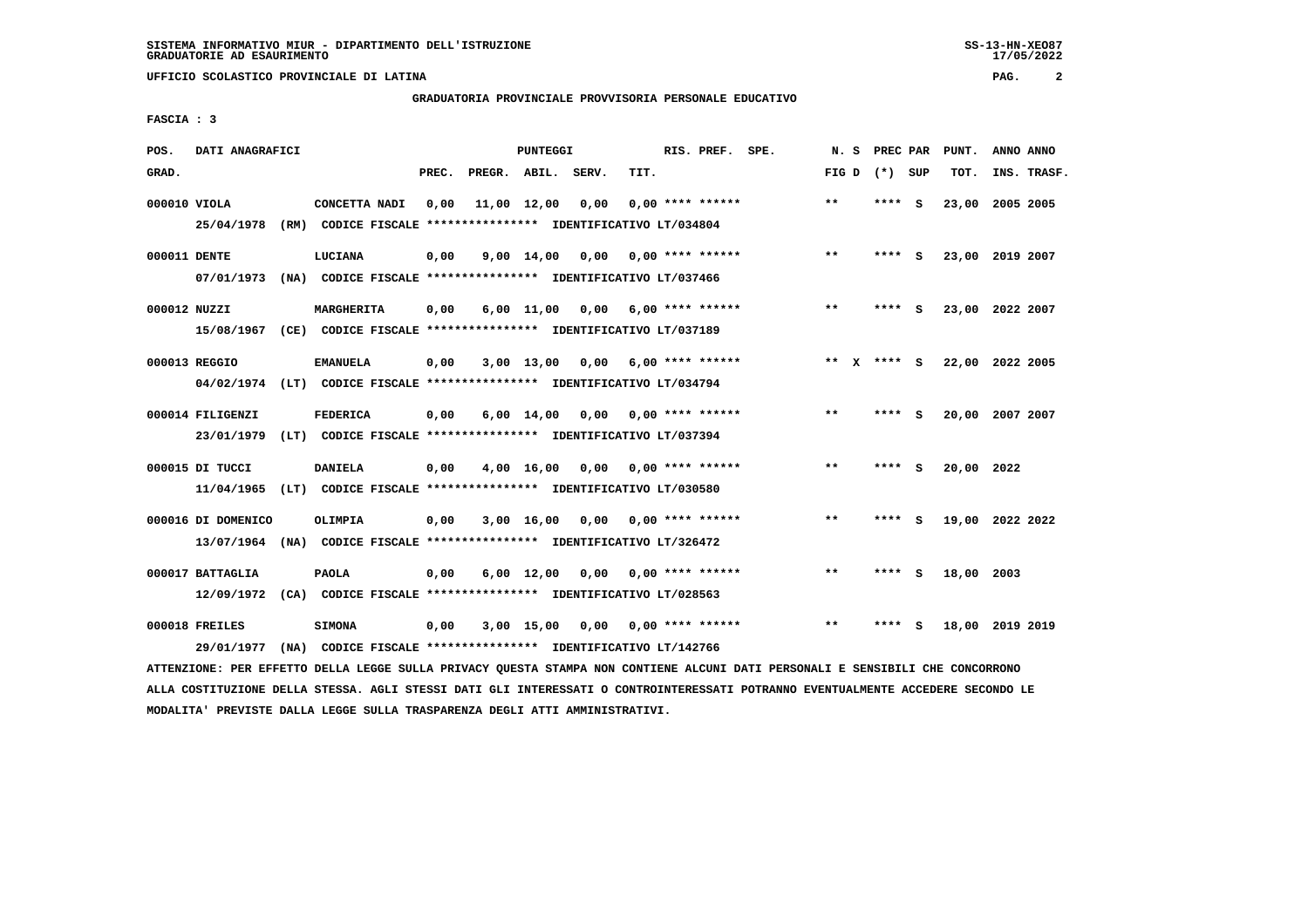SISTEMA INFORMATIVO MIUR - DIPARTIMENTO DELL'ISTRUZIONE
GRADUATORIE AD ESAURIMENTO

UFFICIO SCOLASTICO PROVINCIALE DI LATINA

GRADUATORIA PROVINCIALE PROVVISORIA PERSONALE EDUCATIVO

FASCIA : 3

| POS. GRAD. | DATI ANAGRAFICI | | PREC. | PREGR. | ABIL. | SERV. | TIT. | RIS. PREF. | SPE. | N. S FIG D | PREC PAR (*) SUP | PUNT. TOT. | ANNO INS. | ANNO TRASF. |
|---|---|---|---|---|---|---|---|---|---|---|---|---|---|---|
| 000010 | VIOLA | CONCETTA NADI | 0,00 | 11,00 | 12,00 | 0,00 | 0,00 | **** ****** | | ** | **** S | 23,00 | 2005 | 2005 |
| | 25/04/1978 (RM) CODICE FISCALE **************** IDENTIFICATIVO LT/034804 | | | | | | | | | | | | | |
| 000011 | DENTE | LUCIANA | 0,00 | 9,00 | 14,00 | 0,00 | 0,00 | **** ****** | | ** | **** S | 23,00 | 2019 | 2007 |
| | 07/01/1973 (NA) CODICE FISCALE **************** IDENTIFICATIVO LT/037466 | | | | | | | | | | | | | |
| 000012 | NUZZI | MARGHERITA | 0,00 | 6,00 | 11,00 | 0,00 | 6,00 | **** ****** | | ** | **** S | 23,00 | 2022 | 2007 |
| | 15/08/1967 (CE) CODICE FISCALE **************** IDENTIFICATIVO LT/037189 | | | | | | | | | | | | | |
| 000013 | REGGIO | EMANUELA | 0,00 | 3,00 | 13,00 | 0,00 | 6,00 | **** ****** | | ** X | **** S | 22,00 | 2022 | 2005 |
| | 04/02/1974 (LT) CODICE FISCALE **************** IDENTIFICATIVO LT/034794 | | | | | | | | | | | | | |
| 000014 | FILIGENZI | FEDERICA | 0,00 | 6,00 | 14,00 | 0,00 | 0,00 | **** ****** | | ** | **** S | 20,00 | 2007 | 2007 |
| | 23/01/1979 (LT) CODICE FISCALE **************** IDENTIFICATIVO LT/037394 | | | | | | | | | | | | | |
| 000015 | DI TUCCI | DANIELA | 0,00 | 4,00 | 16,00 | 0,00 | 0,00 | **** ****** | | ** | **** S | 20,00 | 2022 | |
| | 11/04/1965 (LT) CODICE FISCALE **************** IDENTIFICATIVO LT/030580 | | | | | | | | | | | | | |
| 000016 | DI DOMENICO | OLIMPIA | 0,00 | 3,00 | 16,00 | 0,00 | 0,00 | **** ****** | | ** | **** S | 19,00 | 2022 | 2022 |
| | 13/07/1964 (NA) CODICE FISCALE **************** IDENTIFICATIVO LT/326472 | | | | | | | | | | | | | |
| 000017 | BATTAGLIA | PAOLA | 0,00 | 6,00 | 12,00 | 0,00 | 0,00 | **** ****** | | ** | **** S | 18,00 | 2003 | |
| | 12/09/1972 (CA) CODICE FISCALE **************** IDENTIFICATIVO LT/028563 | | | | | | | | | | | | | |
| 000018 | FREILES | SIMONA | 0,00 | 3,00 | 15,00 | 0,00 | 0,00 | **** ****** | | ** | **** S | 18,00 | 2019 | 2019 |
| | 29/01/1977 (NA) CODICE FISCALE **************** IDENTIFICATIVO LT/142766 | | | | | | | | | | | | | |

ATTENZIONE: PER EFFETTO DELLA LEGGE SULLA PRIVACY QUESTA STAMPA NON CONTIENE ALCUNI DATI PERSONALI E SENSIBILI CHE CONCORRONO ALLA COSTITUZIONE DELLA STESSA. AGLI STESSI DATI GLI INTERESSATI O CONTROINTERESSATI POTRANNO EVENTUALMENTE ACCEDERE SECONDO LE MODALITA' PREVISTE DALLA LEGGE SULLA TRASPARENZA DEGLI ATTI AMMINISTRATIVI.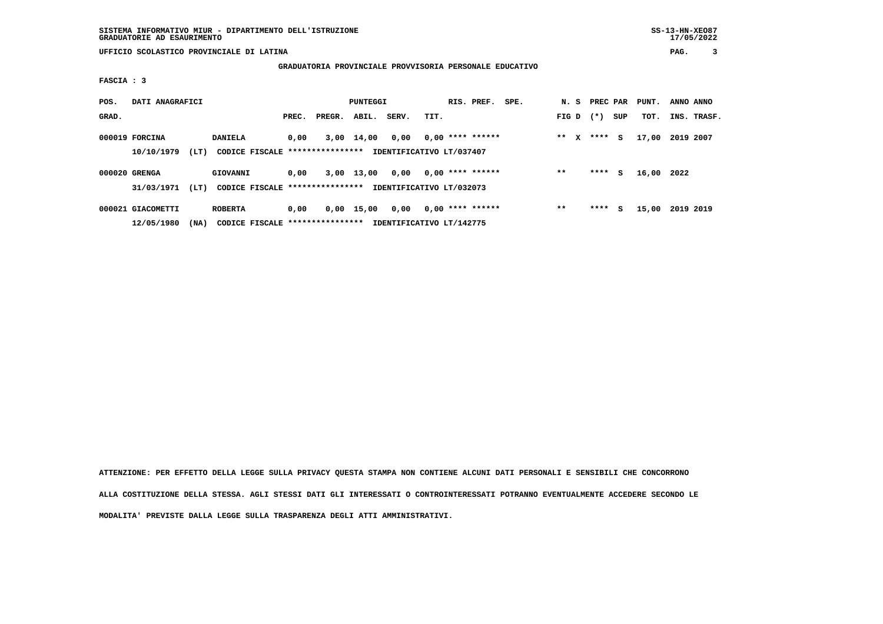SISTEMA INFORMATIVO MIUR - DIPARTIMENTO DELL'ISTRUZIONE
GRADUATORIE AD ESAURIMENTO

SS-13-HN-XEO87
17/05/2022

UFFICIO SCOLASTICO PROVINCIALE DI LATINA

## GRADUATORIA PROVINCIALE PROVVISORIA PERSONALE EDUCATIVO

**FASCIA : 3**

| POS. GRAD. | DATI ANAGRAFICI | | PREC. | PREGR. | ABIL. | SERV. | TIT. | RIS. PREF. | SPE. | N. S FIG D | PREC PAR (*) SUP | PUNT. TOT. | ANNO INS. | ANNO TRASF. |
|---|---|---|---|---|---|---|---|---|---|---|---|---|---|---|
| 000019 | FORCINA | DANIELA | 0,00 | 3,00 | 14,00 | 0,00 | 0,00 | **** ****** | | ** X | **** S | 17,00 | 2019 | 2007 |
| | 10/10/1979 (LT) | CODICE FISCALE **************** IDENTIFICATIVO LT/037407 | | | | | | | | | | | | |
| 000020 | GRENGA | GIOVANNI | 0,00 | 3,00 | 13,00 | 0,00 | 0,00 | **** ****** | | ** | **** S | 16,00 | 2022 | |
| | 31/03/1971 (LT) | CODICE FISCALE **************** IDENTIFICATIVO LT/032073 | | | | | | | | | | | | |
| 000021 | GIACOMETTI | ROBERTA | 0,00 | 0,00 | 15,00 | 0,00 | 0,00 | **** ****** | | ** | **** S | 15,00 | 2019 | 2019 |
| | 12/05/1980 (NA) | CODICE FISCALE **************** IDENTIFICATIVO LT/142775 | | | | | | | | | | | | |

**ATTENZIONE: PER EFFETTO DELLA LEGGE SULLA PRIVACY QUESTA STAMPA NON CONTIENE ALCUNI DATI PERSONALI E SENSIBILI CHE CONCORRONO ALLA COSTITUZIONE DELLA STESSA. AGLI STESSI DATI GLI INTERESSATI O CONTROINTERESSATI POTRANNO EVENTUALMENTE ACCEDERE SECONDO LE MODALITA' PREVISTE DALLA LEGGE SULLA TRASPARENZA DEGLI ATTI AMMINISTRATIVI.**